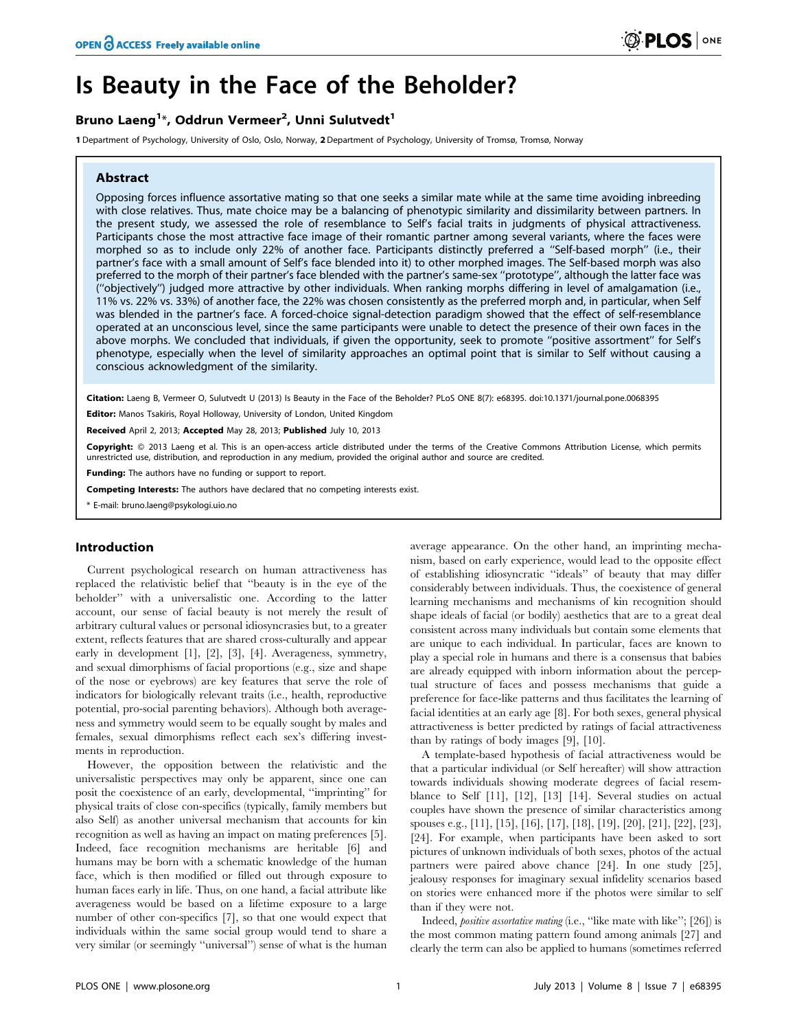# Is Beauty in the Face of the Beholder?

**Bruno Laeng[1]*, Oddrun Vermeer[2], Unni Sulutvedt[1]**

1 Department of Psychology, University of Oslo, Oslo, Norway, 2 Department of Psychology, University of Tromsø, Tromsø, Norway

## Abstract

Opposing forces influence assortative mating so that one seeks a similar mate while at the same time avoiding inbreeding with close relatives. Thus, mate choice may be a balancing of phenotypic similarity and dissimilarity between partners. In the present study, we assessed the role of resemblance to Self's facial traits in judgments of physical attractiveness. Participants chose the most attractive face image of their romantic partner among several variants, where the faces were morphed so as to include only 22% of another face. Participants distinctly preferred a ''Self-based morph'' (i.e., their partner's face with a small amount of Self's face blended into it) to other morphed images. The Self-based morph was also preferred to the morph of their partner's face blended with the partner's same-sex ''prototype'', although the latter face was (''objectively'') judged more attractive by other individuals. When ranking morphs differing in level of amalgamation (i.e., 11% vs. 22% vs. 33%) of another face, the 22% was chosen consistently as the preferred morph and, in particular, when Self was blended in the partner's face. A forced-choice signal-detection paradigm showed that the effect of self-resemblance operated at an unconscious level, since the same participants were unable to detect the presence of their own faces in the above morphs. We concluded that individuals, if given the opportunity, seek to promote ''positive assortment'' for Self's phenotype, especially when the level of similarity approaches an optimal point that is similar to Self without causing a conscious acknowledgment of the similarity.

**Citation:** Laeng B, Vermeer O, Sulutvedt U (2013) Is Beauty in the Face of the Beholder? PLoS ONE 8(7): e68395. doi:10.1371/journal.pone.0068395

**Editor:** Manos Tsakiris, Royal Holloway, University of London, United Kingdom

**Received** April 2, 2013; **Accepted** May 28, 2013; **Published** July 10, 2013

**Copyright:** © 2013 Laeng et al. This is an open-access article distributed under the terms of the Creative Commons Attribution License, which permits unrestricted use, distribution, and reproduction in any medium, provided the original author and source are credited.

**Funding:** The authors have no funding or support to report.

**Competing Interests:** The authors have declared that no competing interests exist.

\* E-mail: bruno.laeng@psykologi.uio.no

## Introduction

Current psychological research on human attractiveness has replaced the relativistic belief that ''beauty is in the eye of the beholder'' with a universalistic one. According to the latter account, our sense of facial beauty is not merely the result of arbitrary cultural values or personal idiosyncrasies but, to a greater extent, reflects features that are shared cross-culturally and appear early in development [1], [2], [3], [4]. Averageness, symmetry, and sexual dimorphisms of facial proportions (e.g., size and shape of the nose or eyebrows) are key features that serve the role of indicators for biologically relevant traits (i.e., health, reproductive potential, pro-social parenting behaviors). Although both averageness and symmetry would seem to be equally sought by males and females, sexual dimorphisms reflect each sex's differing investments in reproduction.

However, the opposition between the relativistic and the universalistic perspectives may only be apparent, since one can posit the coexistence of an early, developmental, ''imprinting'' for physical traits of close con-specifics (typically, family members but also Self) as another universal mechanism that accounts for kin recognition as well as having an impact on mating preferences [5]. Indeed, face recognition mechanisms are heritable [6] and humans may be born with a schematic knowledge of the human face, which is then modified or filled out through exposure to human faces early in life. Thus, on one hand, a facial attribute like averageness would be based on a lifetime exposure to a large number of other con-specifics [7], so that one would expect that individuals within the same social group would tend to share a very similar (or seemingly ''universal'') sense of what is the human average appearance. On the other hand, an imprinting mechanism, based on early experience, would lead to the opposite effect of establishing idiosyncratic ''ideals'' of beauty that may differ considerably between individuals. Thus, the coexistence of general learning mechanisms and mechanisms of kin recognition should shape ideals of facial (or bodily) aesthetics that are to a great deal consistent across many individuals but contain some elements that are unique to each individual. In particular, faces are known to play a special role in humans and there is a consensus that babies are already equipped with inborn information about the perceptual structure of faces and possess mechanisms that guide a preference for face-like patterns and thus facilitates the learning of facial identities at an early age [8]. For both sexes, general physical attractiveness is better predicted by ratings of facial attractiveness than by ratings of body images [9], [10].

A template-based hypothesis of facial attractiveness would be that a particular individual (or Self hereafter) will show attraction towards individuals showing moderate degrees of facial resemblance to Self [11], [12], [13] [14]. Several studies on actual couples have shown the presence of similar characteristics among spouses e.g., [11], [15], [16], [17], [18], [19], [20], [21], [22], [23], [24]. For example, when participants have been asked to sort pictures of unknown individuals of both sexes, photos of the actual partners were paired above chance [24]. In one study [25], jealousy responses for imaginary sexual infidelity scenarios based on stories were enhanced more if the photos were similar to self than if they were not.

Indeed, *positive assortative mating* (i.e., ''like mate with like''; [26]) is the most common mating pattern found among animals [27] and clearly the term can also be applied to humans (sometimes referred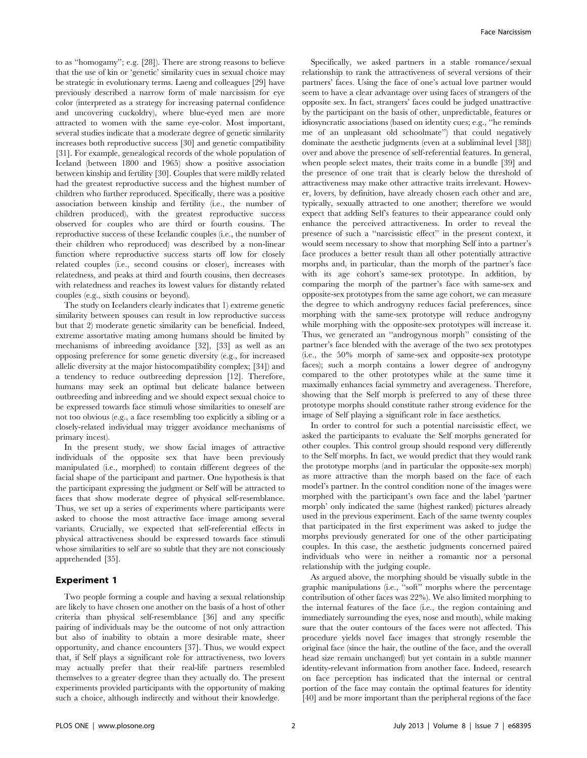to as "homogamy"; e.g. [28]). There are strong reasons to believe that the use of kin or 'genetic' similarity cues in sexual choice may be strategic in evolutionary terms. Laeng and colleagues [29] have previously described a narrow form of male narcissism for eye color (interpreted as a strategy for increasing paternal confidence and uncovering cuckoldry), where blue-eyed men are more attracted to women with the same eye-color. Most important, several studies indicate that a moderate degree of genetic similarity increases both reproductive success [30] and genetic compatibility [31]. For example, genealogical records of the whole population of Iceland (between 1800 and 1965) show a positive association between kinship and fertility [30]. Couples that were mildly related had the greatest reproductive success and the highest number of children who further reproduced. Specifically, there was a positive association between kinship and fertility (i.e., the number of children produced), with the greatest reproductive success observed for couples who are third or fourth cousins. The reproductive success of these Icelandic couples (i.e., the number of their children who reproduced) was described by a non-linear function where reproductive success starts off low for closely related couples (i.e., second cousins or closer), increases with relatedness, and peaks at third and fourth cousins, then decreases with relatedness and reaches its lowest values for distantly related couples (e.g., sixth cousins or beyond).

The study on Icelanders clearly indicates that 1) extreme genetic similarity between spouses can result in low reproductive success but that 2) moderate genetic similarity can be beneficial. Indeed, extreme assortative mating among humans should be limited by mechanisms of inbreeding avoidance [32], [33] as well as an opposing preference for some genetic diversity (e.g., for increased allelic diversity at the major histocompatibility complex; [34]) and a tendency to reduce outbreeding depression [12]. Therefore, humans may seek an optimal but delicate balance between outbreeding and inbreeding and we should expect sexual choice to be expressed towards face stimuli whose similarities to oneself are not too obvious (e.g., a face resembling too explicitly a sibling or a closely-related individual may trigger avoidance mechanisms of primary incest).

In the present study, we show facial images of attractive individuals of the opposite sex that have been previously manipulated (i.e., morphed) to contain different degrees of the facial shape of the participant and partner. One hypothesis is that the participant expressing the judgment or Self will be attracted to faces that show moderate degree of physical self-resemblance. Thus, we set up a series of experiments where participants were asked to choose the most attractive face image among several variants. Crucially, we expected that self-referential effects in physical attractiveness should be expressed towards face stimuli whose similarities to self are so subtle that they are not consciously apprehended [35].

## Experiment 1

Two people forming a couple and having a sexual relationship are likely to have chosen one another on the basis of a host of other criteria than physical self-resemblance [36] and any specific pairing of individuals may be the outcome of not only attraction but also of inability to obtain a more desirable mate, sheer opportunity, and chance encounters [37]. Thus, we would expect that, if Self plays a significant role for attractiveness, two lovers may actually prefer that their real-life partners resembled themselves to a greater degree than they actually do. The present experiments provided participants with the opportunity of making such a choice, although indirectly and without their knowledge.

Specifically, we asked partners in a stable romance/sexual relationship to rank the attractiveness of several versions of their partners' faces. Using the face of one's actual love partner would seem to have a clear advantage over using faces of strangers of the opposite sex. In fact, strangers' faces could be judged unattractive by the participant on the basis of other, unpredictable, features or idiosyncratic associations (based on identity cues; e.g., "he reminds me of an unpleasant old schoolmate") that could negatively dominate the aesthetic judgments (even at a subliminal level [38]) over and above the presence of self-referential features. In general, when people select mates, their traits come in a bundle [39] and the presence of one trait that is clearly below the threshold of attractiveness may make other attractive traits irrelevant. However, lovers, by definition, have already chosen each other and are, typically, sexually attracted to one another; therefore we would expect that adding Self's features to their appearance could only enhance the perceived attractiveness. In order to reveal the presence of such a "narcissistic effect" in the present context, it would seem necessary to show that morphing Self into a partner's face produces a better result than all other potentially attractive morphs and, in particular, than the morph of the partner's face with its age cohort's same-sex prototype. In addition, by comparing the morph of the partner's face with same-sex and opposite-sex prototypes from the same age cohort, we can measure the degree to which androgyny reduces facial preferences, since morphing with the same-sex prototype will reduce androgyny while morphing with the opposite-sex prototypes will increase it. Thus, we generated an "androgynous morph" consisting of the partner's face blended with the average of the two sex prototypes (i.e., the 50% morph of same-sex and opposite-sex prototype faces); such a morph contains a lower degree of androgyny compared to the other prototypes while at the same time it maximally enhances facial symmetry and averageness. Therefore, showing that the Self morph is preferred to any of these three prototype morphs should constitute rather strong evidence for the image of Self playing a significant role in face aesthetics.

In order to control for such a potential narcissistic effect, we asked the participants to evaluate the Self morphs generated for other couples. This control group should respond very differently to the Self morphs. In fact, we would predict that they would rank the prototype morphs (and in particular the opposite-sex morph) as more attractive than the morph based on the face of each model's partner. In the control condition none of the images were morphed with the participant's own face and the label 'partner morph' only indicated the same (highest ranked) pictures already used in the previous experiment. Each of the same twenty couples that participated in the first experiment was asked to judge the morphs previously generated for one of the other participating couples. In this case, the aesthetic judgments concerned paired individuals who were in neither a romantic nor a personal relationship with the judging couple.

As argued above, the morphing should be visually subtle in the graphic manipulations (i.e., "soft" morphs where the percentage contribution of other faces was 22%). We also limited morphing to the internal features of the face (i.e., the region containing and immediately surrounding the eyes, nose and mouth), while making sure that the outer contours of the faces were not affected. This procedure yields novel face images that strongly resemble the original face (since the hair, the outline of the face, and the overall head size remain unchanged) but yet contain in a subtle manner identity-relevant information from another face. Indeed, research on face perception has indicated that the internal or central portion of the face may contain the optimal features for identity [40] and be more important than the peripheral regions of the face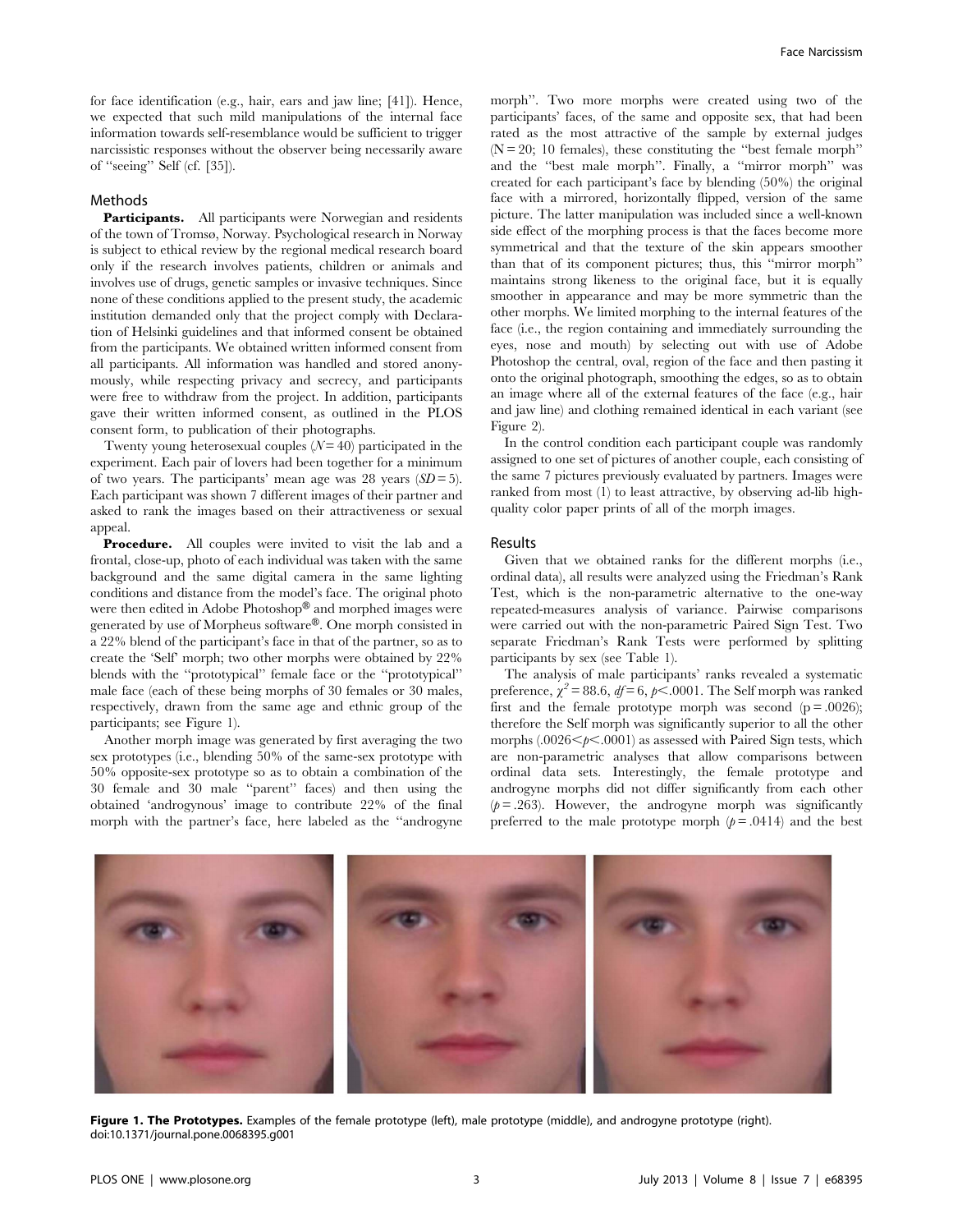for face identification (e.g., hair, ears and jaw line; [41]). Hence, we expected that such mild manipulations of the internal face information towards self-resemblance would be sufficient to trigger narcissistic responses without the observer being necessarily aware of "seeing" Self (cf. [35]).

## Methods

**Participants.** All participants were Norwegian and residents of the town of Tromsø, Norway. Psychological research in Norway is subject to ethical review by the regional medical research board only if the research involves patients, children or animals and involves use of drugs, genetic samples or invasive techniques. Since none of these conditions applied to the present study, the academic institution demanded only that the project comply with Declaration of Helsinki guidelines and that informed consent be obtained from the participants. We obtained written informed consent from all participants. All information was handled and stored anonymously, while respecting privacy and secrecy, and participants were free to withdraw from the project. In addition, participants gave their written informed consent, as outlined in the PLOS consent form, to publication of their photographs.

Twenty young heterosexual couples ($N = 40$) participated in the experiment. Each pair of lovers had been together for a minimum of two years. The participants' mean age was 28 years ($SD = 5$). Each participant was shown 7 different images of their partner and asked to rank the images based on their attractiveness or sexual appeal.

**Procedure.** All couples were invited to visit the lab and a frontal, close-up, photo of each individual was taken with the same background and the same digital camera in the same lighting conditions and distance from the model's face. The original photo were then edited in Adobe Photoshop® and morphed images were generated by use of Morpheus software®. One morph consisted in a 22% blend of the participant's face in that of the partner, so as to create the 'Self' morph; two other morphs were obtained by 22% blends with the "prototypical" female face or the "prototypical" male face (each of these being morphs of 30 females or 30 males, respectively, drawn from the same age and ethnic group of the participants; see Figure 1).

Another morph image was generated by first averaging the two sex prototypes (i.e., blending 50% of the same-sex prototype with 50% opposite-sex prototype so as to obtain a combination of the 30 female and 30 male "parent" faces) and then using the obtained 'androgynous' image to contribute 22% of the final morph with the partner's face, here labeled as the "androgyne morph". Two more morphs were created using two of the participants' faces, of the same and opposite sex, that had been rated as the most attractive of the sample by external judges (N = 20; 10 females), these constituting the "best female morph" and the "best male morph". Finally, a "mirror morph" was created for each participant's face by blending (50%) the original face with a mirrored, horizontally flipped, version of the same picture. The latter manipulation was included since a well-known side effect of the morphing process is that the faces become more symmetrical and that the texture of the skin appears smoother than that of its component pictures; thus, this "mirror morph" maintains strong likeness to the original face, but it is equally smoother in appearance and may be more symmetric than the other morphs. We limited morphing to the internal features of the face (i.e., the region containing and immediately surrounding the eyes, nose and mouth) by selecting out with use of Adobe Photoshop the central, oval, region of the face and then pasting it onto the original photograph, smoothing the edges, so as to obtain an image where all of the external features of the face (e.g., hair and jaw line) and clothing remained identical in each variant (see Figure 2).

In the control condition each participant couple was randomly assigned to one set of pictures of another couple, each consisting of the same 7 pictures previously evaluated by partners. Images were ranked from most (1) to least attractive, by observing ad-lib high-quality color paper prints of all of the morph images.

## Results

Given that we obtained ranks for the different morphs (i.e., ordinal data), all results were analyzed using the Friedman's Rank Test, which is the non-parametric alternative to the one-way repeated-measures analysis of variance. Pairwise comparisons were carried out with the non-parametric Paired Sign Test. Two separate Friedman's Rank Tests were performed by splitting participants by sex (see Table 1).

The analysis of male participants' ranks revealed a systematic preference, $\chi^2 = 88.6$, $df = 6$, $p < .0001$. The Self morph was ranked first and the female prototype morph was second (p = .0026); therefore the Self morph was significantly superior to all the other morphs ($.0026 < p < .0001$) as assessed with Paired Sign tests, which are non-parametric analyses that allow comparisons between ordinal data sets. Interestingly, the female prototype and androgyne morphs did not differ significantly from each other ($p = .263$). However, the androgyne morph was significantly preferred to the male prototype morph ($p = .0414$) and the best

**Figure 1. The Prototypes.** Examples of the female prototype (left), male prototype (middle), and androgyne prototype (right).
doi:10.1371/journal.pone.0068395.g001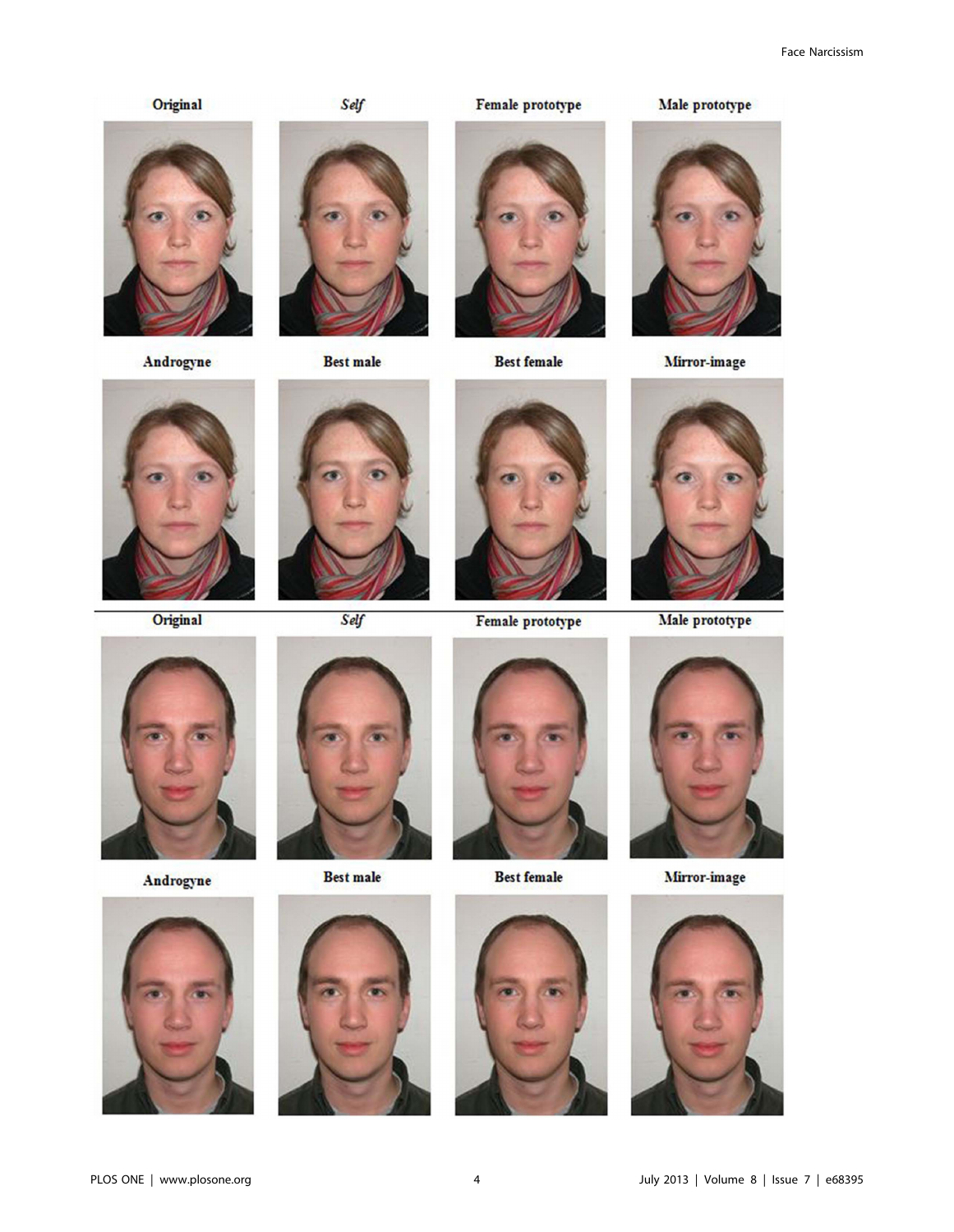Original | *Self* | Female prototype | Male prototype

Androgyne | Best male | Best female | Mirror-image

Original | *Self* | Female prototype | Male prototype

Androgyne | Best male | Best female | Mirror-image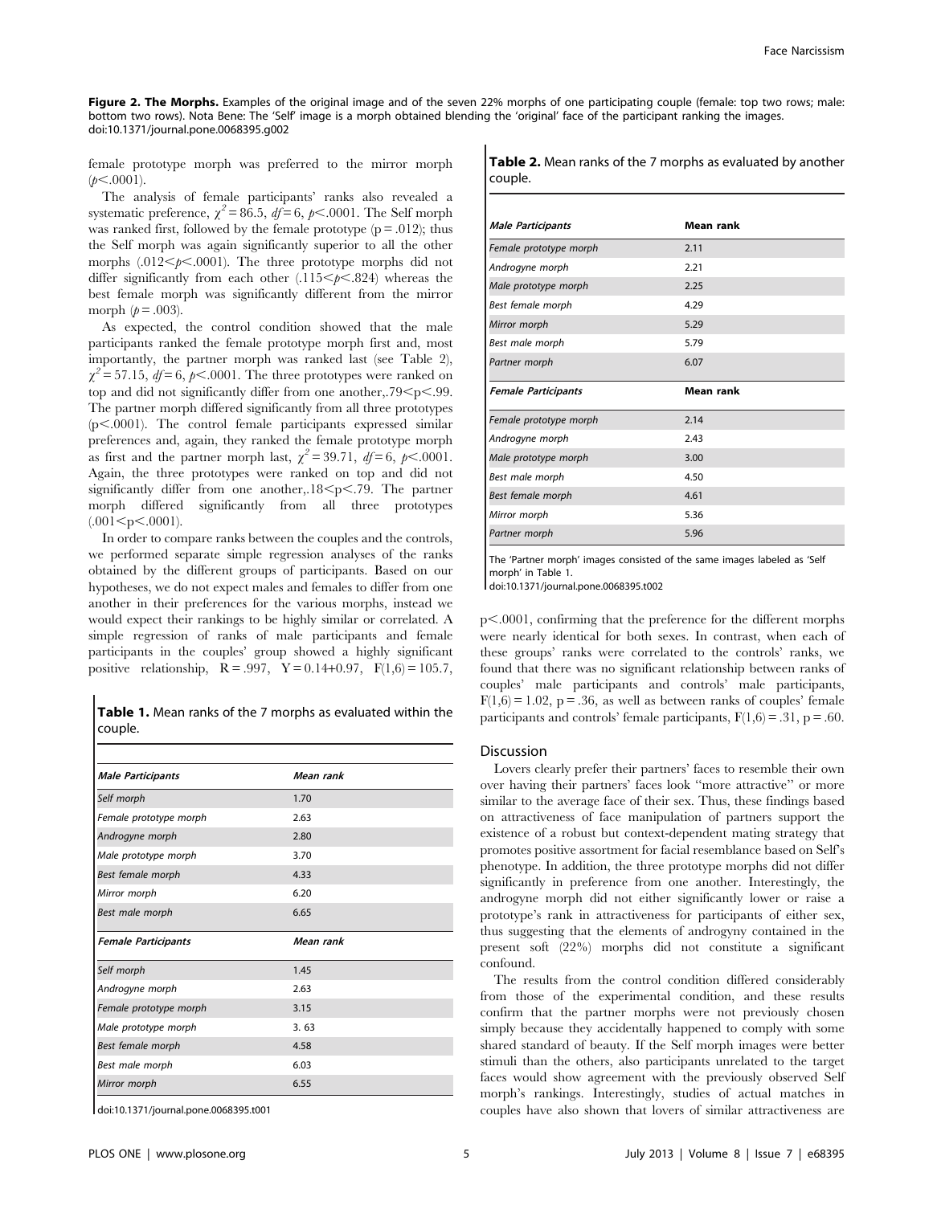**Figure 2. The Morphs.** Examples of the original image and of the seven 22% morphs of one participating couple (female: top two rows; male: bottom two rows). Nota Bene: The 'Self' image is a morph obtained blending the 'original' face of the participant ranking the images.
doi:10.1371/journal.pone.0068395.g002

female prototype morph was preferred to the mirror morph ($p<.0001$).

The analysis of female participants' ranks also revealed a systematic preference, $\chi^2=86.5$, $df=6$, $p<.0001$. The Self morph was ranked first, followed by the female prototype ($p=.012$); thus the Self morph was again significantly superior to all the other morphs ($.012<p<.0001$). The three prototype morphs did not differ significantly from each other ($.115<p<.824$) whereas the best female morph was significantly different from the mirror morph ($p=.003$).

As expected, the control condition showed that the male participants ranked the female prototype morph first and, most importantly, the partner morph was ranked last (see Table 2), $\chi^2=57.15$, $df=6$, $p<.0001$. The three prototypes were ranked on top and did not significantly differ from one another,$.79<p<.99$. The partner morph differed significantly from all three prototypes ($p<.0001$). The control female participants expressed similar preferences and, again, they ranked the female prototype morph as first and the partner morph last, $\chi^2=39.71$, $df=6$, $p<.0001$. Again, the three prototypes were ranked on top and did not significantly differ from one another,$.18<p<.79$. The partner morph differed significantly from all three prototypes ($.001<p<.0001$).

In order to compare ranks between the couples and the controls, we performed separate simple regression analyses of the ranks obtained by the different groups of participants. Based on our hypotheses, we do not expect males and females to differ from one another in their preferences for the various morphs, instead we would expect their rankings to be highly similar or correlated. A simple regression of ranks of male participants and female participants in the couples' group showed a highly significant positive relationship, $R=.997$, $Y=0.14+0.97$, $F(1,6)=105.7$, $p<.0001$, confirming that the preference for the different morphs were nearly identical for both sexes. In contrast, when each of these groups' ranks were correlated to the controls' ranks, we found that there was no significant relationship between ranks of couples' male participants and controls' male participants, $F(1,6)=1.02$, $p=.36$, as well as between ranks of couples' female participants and controls' female participants, $F(1,6)=.31$, $p=.60$.

**Table 1.** Mean ranks of the 7 morphs as evaluated within the couple.

| *Male Participants* | *Mean rank* |
|---|---|
| *Self morph* | 1.70 |
| *Female prototype morph* | 2.63 |
| *Androgyne morph* | 2.80 |
| *Male prototype morph* | 3.70 |
| *Best female morph* | 4.33 |
| *Mirror morph* | 6.20 |
| *Best male morph* | 6.65 |
| ***Female Participants*** | ***Mean rank*** |
| *Self morph* | 1.45 |
| *Androgyne morph* | 2.63 |
| *Female prototype morph* | 3.15 |
| *Male prototype morph* | 3. 63 |
| *Best female morph* | 4.58 |
| *Best male morph* | 6.03 |
| *Mirror morph* | 6.55 |

doi:10.1371/journal.pone.0068395.t001

**Table 2.** Mean ranks of the 7 morphs as evaluated by another couple.

| *Male Participants* | **Mean rank** |
|---|---|
| *Female prototype morph* | 2.11 |
| *Androgyne morph* | 2.21 |
| *Male prototype morph* | 2.25 |
| *Best female morph* | 4.29 |
| *Mirror morph* | 5.29 |
| *Best male morph* | 5.79 |
| *Partner morph* | 6.07 |
| ***Female Participants*** | **Mean rank** |
| *Female prototype morph* | 2.14 |
| *Androgyne morph* | 2.43 |
| *Male prototype morph* | 3.00 |
| *Best male morph* | 4.50 |
| *Best female morph* | 4.61 |
| *Mirror morph* | 5.36 |
| *Partner morph* | 5.96 |

The 'Partner morph' images consisted of the same images labeled as 'Self morph' in Table 1.
doi:10.1371/journal.pone.0068395.t002

## Discussion

Lovers clearly prefer their partners' faces to resemble their own over having their partners' faces look "more attractive" or more similar to the average face of their sex. Thus, these findings based on attractiveness of face manipulation of partners support the existence of a robust but context-dependent mating strategy that promotes positive assortment for facial resemblance based on Self's phenotype. In addition, the three prototype morphs did not differ significantly in preference from one another. Interestingly, the androgyne morph did not either significantly lower or raise a prototype's rank in attractiveness for participants of either sex, thus suggesting that the elements of androgyny contained in the present soft (22%) morphs did not constitute a significant confound.

The results from the control condition differed considerably from those of the experimental condition, and these results confirm that the partner morphs were not previously chosen simply because they accidentally happened to comply with some shared standard of beauty. If the Self morph images were better stimuli than the others, also participants unrelated to the target faces would show agreement with the previously observed Self morph's rankings. Interestingly, studies of actual matches in couples have also shown that lovers of similar attractiveness are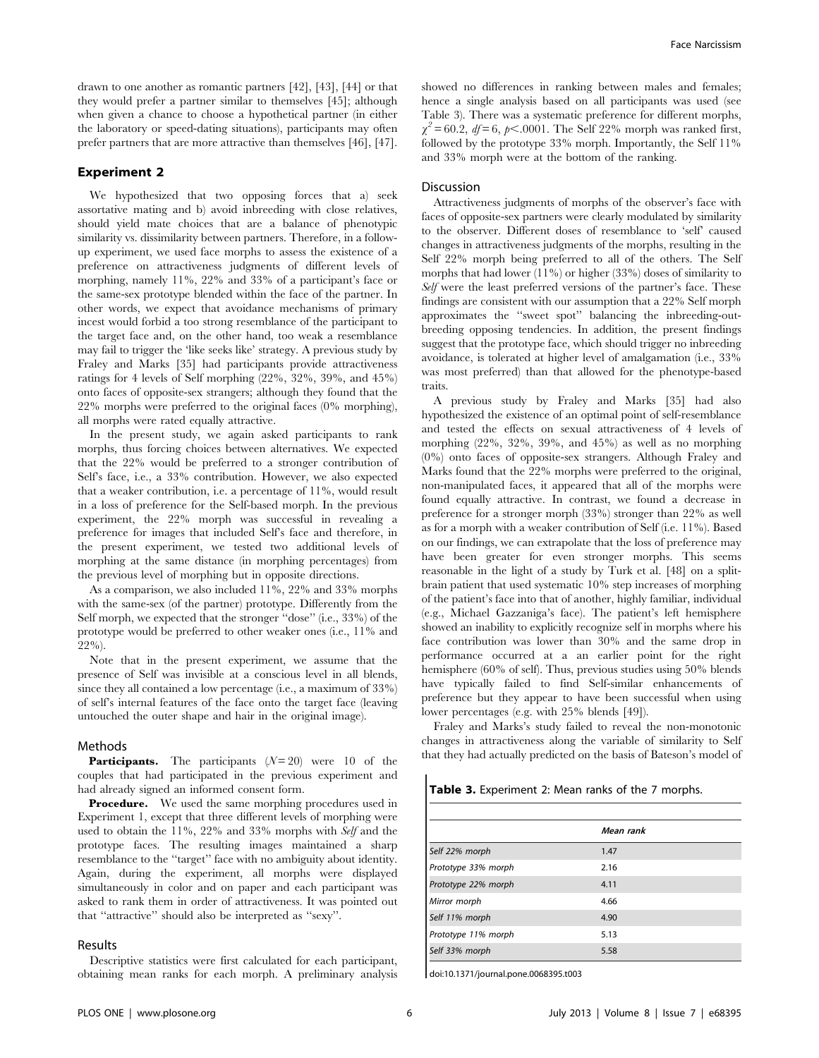drawn to one another as romantic partners [42], [43], [44] or that they would prefer a partner similar to themselves [45]; although when given a chance to choose a hypothetical partner (in either the laboratory or speed-dating situations), participants may often prefer partners that are more attractive than themselves [46], [47].

## Experiment 2

We hypothesized that two opposing forces that a) seek assortative mating and b) avoid inbreeding with close relatives, should yield mate choices that are a balance of phenotypic similarity vs. dissimilarity between partners. Therefore, in a follow-up experiment, we used face morphs to assess the existence of a preference on attractiveness judgments of different levels of morphing, namely 11%, 22% and 33% of a participant's face or the same-sex prototype blended within the face of the partner. In other words, we expect that avoidance mechanisms of primary incest would forbid a too strong resemblance of the participant to the target face and, on the other hand, too weak a resemblance may fail to trigger the 'like seeks like' strategy. A previous study by Fraley and Marks [35] had participants provide attractiveness ratings for 4 levels of Self morphing (22%, 32%, 39%, and 45%) onto faces of opposite-sex strangers; although they found that the 22% morphs were preferred to the original faces (0% morphing), all morphs were rated equally attractive.

In the present study, we again asked participants to rank morphs, thus forcing choices between alternatives. We expected that the 22% would be preferred to a stronger contribution of Self's face, i.e., a 33% contribution. However, we also expected that a weaker contribution, i.e. a percentage of 11%, would result in a loss of preference for the Self-based morph. In the previous experiment, the 22% morph was successful in revealing a preference for images that included Self's face and therefore, in the present experiment, we tested two additional levels of morphing at the same distance (in morphing percentages) from the previous level of morphing but in opposite directions.

As a comparison, we also included 11%, 22% and 33% morphs with the same-sex (of the partner) prototype. Differently from the Self morph, we expected that the stronger "dose" (i.e., 33%) of the prototype would be preferred to other weaker ones (i.e., 11% and 22%).

Note that in the present experiment, we assume that the presence of Self was invisible at a conscious level in all blends, since they all contained a low percentage (i.e., a maximum of 33%) of self's internal features of the face onto the target face (leaving untouched the outer shape and hair in the original image).

### Methods

**Participants.** The participants ($N = 20$) were 10 of the couples that had participated in the previous experiment and had already signed an informed consent form.

**Procedure.** We used the same morphing procedures used in Experiment 1, except that three different levels of morphing were used to obtain the 11%, 22% and 33% morphs with *Self* and the prototype faces. The resulting images maintained a sharp resemblance to the "target" face with no ambiguity about identity. Again, during the experiment, all morphs were displayed simultaneously in color and on paper and each participant was asked to rank them in order of attractiveness. It was pointed out that "attractive" should also be interpreted as "sexy".

### Results

Descriptive statistics were first calculated for each participant, obtaining mean ranks for each morph. A preliminary analysis showed no differences in ranking between males and females; hence a single analysis based on all participants was used (see Table 3). There was a systematic preference for different morphs, $\chi^2 = 60.2$, $df = 6$, $p < .0001$. The Self 22% morph was ranked first, followed by the prototype 33% morph. Importantly, the Self 11% and 33% morph were at the bottom of the ranking.

### Discussion

Attractiveness judgments of morphs of the observer's face with faces of opposite-sex partners were clearly modulated by similarity to the observer. Different doses of resemblance to 'self' caused changes in attractiveness judgments of the morphs, resulting in the Self 22% morph being preferred to all of the others. The Self morphs that had lower (11%) or higher (33%) doses of similarity to *Self* were the least preferred versions of the partner's face. These findings are consistent with our assumption that a 22% Self morph approximates the "sweet spot" balancing the inbreeding-outbreeding opposing tendencies. In addition, the present findings suggest that the prototype face, which should trigger no inbreeding avoidance, is tolerated at higher level of amalgamation (i.e., 33% was most preferred) than that allowed for the phenotype-based traits.

A previous study by Fraley and Marks [35] had also hypothesized the existence of an optimal point of self-resemblance and tested the effects on sexual attractiveness of 4 levels of morphing (22%, 32%, 39%, and 45%) as well as no morphing (0%) onto faces of opposite-sex strangers. Although Fraley and Marks found that the 22% morphs were preferred to the original, non-manipulated faces, it appeared that all of the morphs were found equally attractive. In contrast, we found a decrease in preference for a stronger morph (33%) stronger than 22% as well as for a morph with a weaker contribution of Self (i.e. 11%). Based on our findings, we can extrapolate that the loss of preference may have been greater for even stronger morphs. This seems reasonable in the light of a study by Turk et al. [48] on a split-brain patient that used systematic 10% step increases of morphing of the patient's face into that of another, highly familiar, individual (e.g., Michael Gazzaniga's face). The patient's left hemisphere showed an inability to explicitly recognize self in morphs where his face contribution was lower than 30% and the same drop in performance occurred at a an earlier point for the right hemisphere (60% of self). Thus, previous studies using 50% blends have typically failed to find Self-similar enhancements of preference but they appear to have been successful when using lower percentages (e.g. with 25% blends [49]).

Fraley and Marks's study failed to reveal the non-monotonic changes in attractiveness along the variable of similarity to Self that they had actually predicted on the basis of Bateson's model of

**Table 3.** Experiment 2: Mean ranks of the 7 morphs.

| | *Mean rank* |
|---|---|
| *Self 22% morph* | 1.47 |
| *Prototype 33% morph* | 2.16 |
| *Prototype 22% morph* | 4.11 |
| *Mirror morph* | 4.66 |
| *Self 11% morph* | 4.90 |
| *Prototype 11% morph* | 5.13 |
| *Self 33% morph* | 5.58 |

doi:10.1371/journal.pone.0068395.t003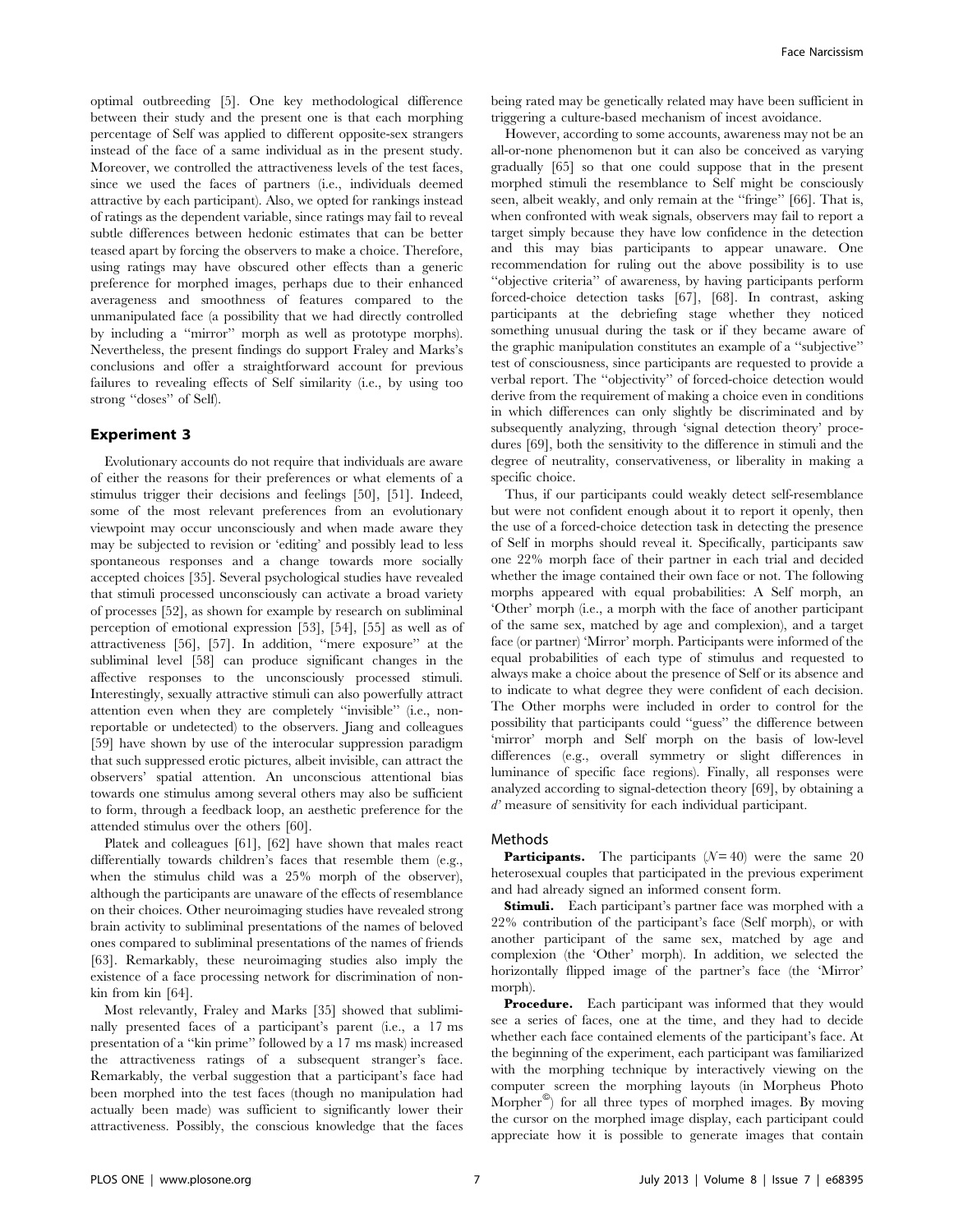optimal outbreeding [5]. One key methodological difference between their study and the present one is that each morphing percentage of Self was applied to different opposite-sex strangers instead of the face of a same individual as in the present study. Moreover, we controlled the attractiveness levels of the test faces, since we used the faces of partners (i.e., individuals deemed attractive by each participant). Also, we opted for rankings instead of ratings as the dependent variable, since ratings may fail to reveal subtle differences between hedonic estimates that can be better teased apart by forcing the observers to make a choice. Therefore, using ratings may have obscured other effects than a generic preference for morphed images, perhaps due to their enhanced averageness and smoothness of features compared to the unmanipulated face (a possibility that we had directly controlled by including a ''mirror'' morph as well as prototype morphs). Nevertheless, the present findings do support Fraley and Marks's conclusions and offer a straightforward account for previous failures to revealing effects of Self similarity (i.e., by using too strong ''doses'' of Self).

## Experiment 3

Evolutionary accounts do not require that individuals are aware of either the reasons for their preferences or what elements of a stimulus trigger their decisions and feelings [50], [51]. Indeed, some of the most relevant preferences from an evolutionary viewpoint may occur unconsciously and when made aware they may be subjected to revision or 'editing' and possibly lead to less spontaneous responses and a change towards more socially accepted choices [35]. Several psychological studies have revealed that stimuli processed unconsciously can activate a broad variety of processes [52], as shown for example by research on subliminal perception of emotional expression [53], [54], [55] as well as of attractiveness [56], [57]. In addition, ''mere exposure'' at the subliminal level [58] can produce significant changes in the affective responses to the unconsciously processed stimuli. Interestingly, sexually attractive stimuli can also powerfully attract attention even when they are completely ''invisible'' (i.e., non-reportable or undetected) to the observers. Jiang and colleagues [59] have shown by use of the interocular suppression paradigm that such suppressed erotic pictures, albeit invisible, can attract the observers' spatial attention. An unconscious attentional bias towards one stimulus among several others may also be sufficient to form, through a feedback loop, an aesthetic preference for the attended stimulus over the others [60].

Platek and colleagues [61], [62] have shown that males react differentially towards children's faces that resemble them (e.g., when the stimulus child was a 25% morph of the observer), although the participants are unaware of the effects of resemblance on their choices. Other neuroimaging studies have revealed strong brain activity to subliminal presentations of the names of beloved ones compared to subliminal presentations of the names of friends [63]. Remarkably, these neuroimaging studies also imply the existence of a face processing network for discrimination of non-kin from kin [64].

Most relevantly, Fraley and Marks [35] showed that subliminally presented faces of a participant's parent (i.e., a 17 ms presentation of a ''kin prime'' followed by a 17 ms mask) increased the attractiveness ratings of a subsequent stranger's face. Remarkably, the verbal suggestion that a participant's face had been morphed into the test faces (though no manipulation had actually been made) was sufficient to significantly lower their attractiveness. Possibly, the conscious knowledge that the faces being rated may be genetically related may have been sufficient in triggering a culture-based mechanism of incest avoidance.

However, according to some accounts, awareness may not be an all-or-none phenomenon but it can also be conceived as varying gradually [65] so that one could suppose that in the present morphed stimuli the resemblance to Self might be consciously seen, albeit weakly, and only remain at the ''fringe'' [66]. That is, when confronted with weak signals, observers may fail to report a target simply because they have low confidence in the detection and this may bias participants to appear unaware. One recommendation for ruling out the above possibility is to use ''objective criteria'' of awareness, by having participants perform forced-choice detection tasks [67], [68]. In contrast, asking participants at the debriefing stage whether they noticed something unusual during the task or if they became aware of the graphic manipulation constitutes an example of a ''subjective'' test of consciousness, since participants are requested to provide a verbal report. The ''objectivity'' of forced-choice detection would derive from the requirement of making a choice even in conditions in which differences can only slightly be discriminated and by subsequently analyzing, through 'signal detection theory' procedures [69], both the sensitivity to the difference in stimuli and the degree of neutrality, conservativeness, or liberality in making a specific choice.

Thus, if our participants could weakly detect self-resemblance but were not confident enough about it to report it openly, then the use of a forced-choice detection task in detecting the presence of Self in morphs should reveal it. Specifically, participants saw one 22% morph face of their partner in each trial and decided whether the image contained their own face or not. The following morphs appeared with equal probabilities: A Self morph, an 'Other' morph (i.e., a morph with the face of another participant of the same sex, matched by age and complexion), and a target face (or partner) 'Mirror' morph. Participants were informed of the equal probabilities of each type of stimulus and requested to always make a choice about the presence of Self or its absence and to indicate to what degree they were confident of each decision. The Other morphs were included in order to control for the possibility that participants could ''guess'' the difference between 'mirror' morph and Self morph on the basis of low-level differences (e.g., overall symmetry or slight differences in luminance of specific face regions). Finally, all responses were analyzed according to signal-detection theory [69], by obtaining a $d'$ measure of sensitivity for each individual participant.

### Methods

**Participants.** The participants ($N = 40$) were the same 20 heterosexual couples that participated in the previous experiment and had already signed an informed consent form.

**Stimuli.** Each participant's partner face was morphed with a 22% contribution of the participant's face (Self morph), or with another participant of the same sex, matched by age and complexion (the 'Other' morph). In addition, we selected the horizontally flipped image of the partner's face (the 'Mirror' morph).

**Procedure.** Each participant was informed that they would see a series of faces, one at the time, and they had to decide whether each face contained elements of the participant's face. At the beginning of the experiment, each participant was familiarized with the morphing technique by interactively viewing on the computer screen the morphing layouts (in Morpheus Photo Morpher©) for all three types of morphed images. By moving the cursor on the morphed image display, each participant could appreciate how it is possible to generate images that contain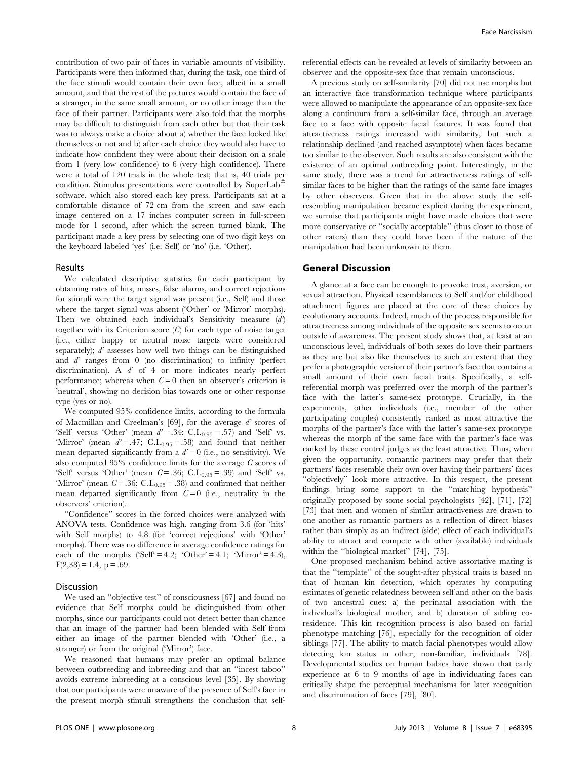contribution of two pair of faces in variable amounts of visibility. Participants were then informed that, during the task, one third of the face stimuli would contain their own face, albeit in a small amount, and that the rest of the pictures would contain the face of a stranger, in the same small amount, or no other image than the face of their partner. Participants were also told that the morphs may be difficult to distinguish from each other but that their task was to always make a choice about a) whether the face looked like themselves or not and b) after each choice they would also have to indicate how confident they were about their decision on a scale from 1 (very low confidence) to 6 (very high confidence). There were a total of 120 trials in the whole test; that is, 40 trials per condition. Stimulus presentations were controlled by SuperLab© software, which also stored each key press. Participants sat at a comfortable distance of 72 cm from the screen and saw each image centered on a 17 inches computer screen in full-screen mode for 1 second, after which the screen turned blank. The participant made a key press by selecting one of two digit keys on the keyboard labeled 'yes' (i.e. Self) or 'no' (i.e. 'Other).

### Results

We calculated descriptive statistics for each participant by obtaining rates of hits, misses, false alarms, and correct rejections for stimuli were the target signal was present (i.e., Self) and those where the target signal was absent ('Other' or 'Mirror' morphs). Then we obtained each individual's Sensitivity measure ($d'$) together with its Criterion score ($C$) for each type of noise target (i.e., either happy or neutral noise targets were considered separately); $d'$ assesses how well two things can be distinguished and $d'$ ranges from 0 (no discrimination) to infinity (perfect discrimination). A $d'$ of 4 or more indicates nearly perfect performance; whereas when $C = 0$ then an observer's criterion is 'neutral', showing no decision bias towards one or other response type (yes or no).

We computed 95% confidence limits, according to the formula of Macmillan and Creelman's [69], for the average $d'$ scores of 'Self' versus 'Other' (mean $d' = .34$; C.I.$_{0.95} = .57$) and 'Self' vs. 'Mirror' (mean $d' = .47$; C.I.$_{0.95} = .58$) and found that neither mean departed significantly from a $d' = 0$ (i.e., no sensitivity). We also computed 95% confidence limits for the average $C$ scores of 'Self' versus 'Other' (mean $C = .36$; C.I.$_{0.95} = .39$) and 'Self' vs. 'Mirror' (mean $C = .36$; C.I.$_{0.95} = .38$) and confirmed that neither mean departed significantly from $C = 0$ (i.e., neutrality in the observers' criterion).

"Confidence" scores in the forced choices were analyzed with ANOVA tests. Confidence was high, ranging from 3.6 (for 'hits' with Self morphs) to 4.8 (for 'correct rejections' with 'Other' morphs). There was no difference in average confidence ratings for each of the morphs ('Self' = 4.2; 'Other' = 4.1; 'Mirror' = 4.3), $F(2,38) = 1.4$, $p = .69$.

### Discussion

We used an "objective test" of consciousness [67] and found no evidence that Self morphs could be distinguished from other morphs, since our participants could not detect better than chance that an image of the partner had been blended with Self from either an image of the partner blended with 'Other' (i.e., a stranger) or from the original ('Mirror') face.

We reasoned that humans may prefer an optimal balance between outbreeding and inbreeding and that an "incest taboo" avoids extreme inbreeding at a conscious level [35]. By showing that our participants were unaware of the presence of Self's face in the present morph stimuli strengthens the conclusion that self-referential effects can be revealed at levels of similarity between an observer and the opposite-sex face that remain unconscious.

A previous study on self-similarity [70] did not use morphs but an interactive face transformation technique where participants were allowed to manipulate the appearance of an opposite-sex face along a continuum from a self-similar face, through an average face to a face with opposite facial features. It was found that attractiveness ratings increased with similarity, but such a relationship declined (and reached asymptote) when faces became too similar to the observer. Such results are also consistent with the existence of an optimal outbreeding point. Interestingly, in the same study, there was a trend for attractiveness ratings of self-similar faces to be higher than the ratings of the same face images by other observers. Given that in the above study the self-resembling manipulation became explicit during the experiment, we surmise that participants might have made choices that were more conservative or "socially acceptable" (thus closer to those of other raters) than they could have been if the nature of the manipulation had been unknown to them.

## General Discussion

A glance at a face can be enough to provoke trust, aversion, or sexual attraction. Physical resemblances to Self and/or childhood attachment figures are placed at the core of these choices by evolutionary accounts. Indeed, much of the process responsible for attractiveness among individuals of the opposite sex seems to occur outside of awareness. The present study shows that, at least at an unconscious level, individuals of both sexes do love their partners as they are but also like themselves to such an extent that they prefer a photographic version of their partner's face that contains a small amount of their own facial traits. Specifically, a self-referential morph was preferred over the morph of the partner's face with the latter's same-sex prototype. Crucially, in the experiments, other individuals (i.e., member of the other participating couples) consistently ranked as most attractive the morphs of the partner's face with the latter's same-sex prototype whereas the morph of the same face with the partner's face was ranked by these control judges as the least attractive. Thus, when given the opportunity, romantic partners may prefer that their partners' faces resemble their own over having their partners' faces "objectively" look more attractive. In this respect, the present findings bring some support to the "matching hypothesis" originally proposed by some social psychologists [42], [71], [72] [73] that men and women of similar attractiveness are drawn to one another as romantic partners as a reflection of direct biases rather than simply as an indirect (side) effect of each individual's ability to attract and compete with other (available) individuals within the "biological market" [74], [75].

One proposed mechanism behind active assortative mating is that the "template" of the sought-after physical traits is based on that of human kin detection, which operates by computing estimates of genetic relatedness between self and other on the basis of two ancestral cues: a) the perinatal association with the individual's biological mother, and b) duration of sibling co-residence. This kin recognition process is also based on facial phenotype matching [76], especially for the recognition of older siblings [77]. The ability to match facial phenotypes would allow detecting kin status in other, non-familiar, individuals [78]. Developmental studies on human babies have shown that early experience at 6 to 9 months of age in individuating faces can critically shape the perceptual mechanisms for later recognition and discrimination of faces [79], [80].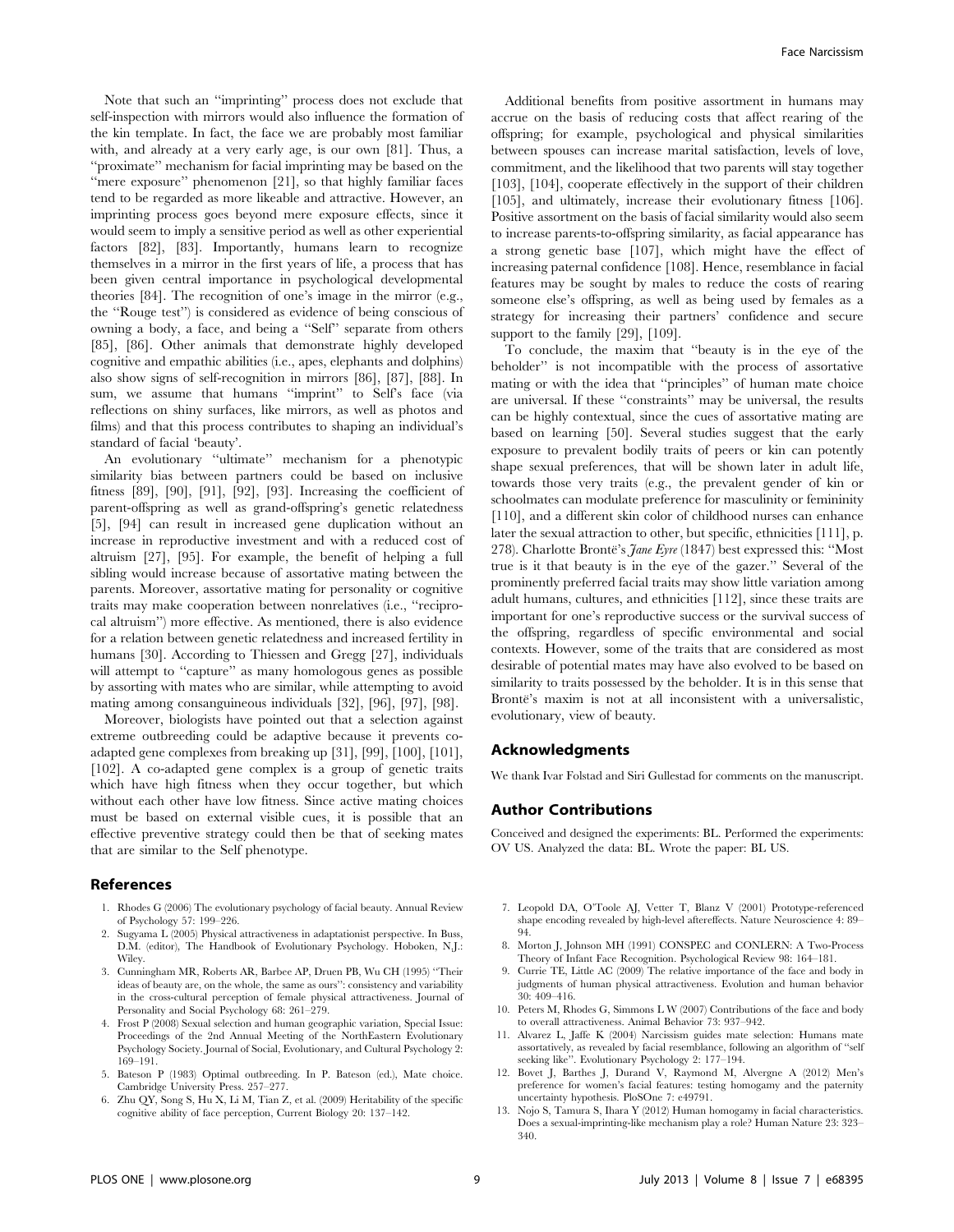Note that such an ''imprinting'' process does not exclude that self-inspection with mirrors would also influence the formation of the kin template. In fact, the face we are probably most familiar with, and already at a very early age, is our own [81]. Thus, a ''proximate'' mechanism for facial imprinting may be based on the ''mere exposure'' phenomenon [21], so that highly familiar faces tend to be regarded as more likeable and attractive. However, an imprinting process goes beyond mere exposure effects, since it would seem to imply a sensitive period as well as other experiential factors [82], [83]. Importantly, humans learn to recognize themselves in a mirror in the first years of life, a process that has been given central importance in psychological developmental theories [84]. The recognition of one's image in the mirror (e.g., the ''Rouge test'') is considered as evidence of being conscious of owning a body, a face, and being a ''Self'' separate from others [85], [86]. Other animals that demonstrate highly developed cognitive and empathic abilities (i.e., apes, elephants and dolphins) also show signs of self-recognition in mirrors [86], [87], [88]. In sum, we assume that humans ''imprint'' to Self's face (via reflections on shiny surfaces, like mirrors, as well as photos and films) and that this process contributes to shaping an individual's standard of facial 'beauty'.

An evolutionary ''ultimate'' mechanism for a phenotypic similarity bias between partners could be based on inclusive fitness [89], [90], [91], [92], [93]. Increasing the coefficient of parent-offspring as well as grand-offspring's genetic relatedness [5], [94] can result in increased gene duplication without an increase in reproductive investment and with a reduced cost of altruism [27], [95]. For example, the benefit of helping a full sibling would increase because of assortative mating between the parents. Moreover, assortative mating for personality or cognitive traits may make cooperation between nonrelatives (i.e., ''reciprocal altruism'') more effective. As mentioned, there is also evidence for a relation between genetic relatedness and increased fertility in humans [30]. According to Thiessen and Gregg [27], individuals will attempt to ''capture'' as many homologous genes as possible by assorting with mates who are similar, while attempting to avoid mating among consanguineous individuals [32], [96], [97], [98].

Moreover, biologists have pointed out that a selection against extreme outbreeding could be adaptive because it prevents co-adapted gene complexes from breaking up [31], [99], [100], [101], [102]. A co-adapted gene complex is a group of genetic traits which have high fitness when they occur together, but which without each other have low fitness. Since active mating choices must be based on external visible cues, it is possible that an effective preventive strategy could then be that of seeking mates that are similar to the Self phenotype.

Additional benefits from positive assortment in humans may accrue on the basis of reducing costs that affect rearing of the offspring; for example, psychological and physical similarities between spouses can increase marital satisfaction, levels of love, commitment, and the likelihood that two parents will stay together [103], [104], cooperate effectively in the support of their children [105], and ultimately, increase their evolutionary fitness [106]. Positive assortment on the basis of facial similarity would also seem to increase parents-to-offspring similarity, as facial appearance has a strong genetic base [107], which might have the effect of increasing paternal confidence [108]. Hence, resemblance in facial features may be sought by males to reduce the costs of rearing someone else's offspring, as well as being used by females as a strategy for increasing their partners' confidence and secure support to the family [29], [109].

To conclude, the maxim that ''beauty is in the eye of the beholder'' is not incompatible with the process of assortative mating or with the idea that ''principles'' of human mate choice are universal. If these ''constraints'' may be universal, the results can be highly contextual, since the cues of assortative mating are based on learning [50]. Several studies suggest that the early exposure to prevalent bodily traits of peers or kin can potently shape sexual preferences, that will be shown later in adult life, towards those very traits (e.g., the prevalent gender of kin or schoolmates can modulate preference for masculinity or femininity [110], and a different skin color of childhood nurses can enhance later the sexual attraction to other, but specific, ethnicities [111], p. 278). Charlotte Brontë's *Jane Eyre* (1847) best expressed this: ''Most true is it that beauty is in the eye of the gazer.'' Several of the prominently preferred facial traits may show little variation among adult humans, cultures, and ethnicities [112], since these traits are important for one's reproductive success or the survival success of the offspring, regardless of specific environmental and social contexts. However, some of the traits that are considered as most desirable of potential mates may have also evolved to be based on similarity to traits possessed by the beholder. It is in this sense that Brontë's maxim is not at all inconsistent with a universalistic, evolutionary, view of beauty.

## Acknowledgments

We thank Ivar Folstad and Siri Gullestad for comments on the manuscript.

## Author Contributions

Conceived and designed the experiments: BL. Performed the experiments: OV US. Analyzed the data: BL. Wrote the paper: BL US.

## References

1. Rhodes G (2006) The evolutionary psychology of facial beauty. Annual Review of Psychology 57: 199–226.
2. Sugyama L (2005) Physical attractiveness in adaptationist perspective. In Buss, D.M. (editor), The Handbook of Evolutionary Psychology. Hoboken, N.J.: Wiley.
3. Cunningham MR, Roberts AR, Barbee AP, Druen PB, Wu CH (1995) ''Their ideas of beauty are, on the whole, the same as ours'': consistency and variability in the cross-cultural perception of female physical attractiveness. Journal of Personality and Social Psychology 68: 261–279.
4. Frost P (2008) Sexual selection and human geographic variation, Special Issue: Proceedings of the 2nd Annual Meeting of the NorthEastern Evolutionary Psychology Society. Journal of Social, Evolutionary, and Cultural Psychology 2: 169–191.
5. Bateson P (1983) Optimal outbreeding. In P. Bateson (ed.), Mate choice. Cambridge University Press. 257–277.
6. Zhu QY, Song S, Hu X, Li M, Tian Z, et al. (2009) Heritability of the specific cognitive ability of face perception, Current Biology 20: 137–142.
7. Leopold DA, O'Toole AJ, Vetter T, Blanz V (2001) Prototype-referenced shape encoding revealed by high-level aftereffects. Nature Neuroscience 4: 89–94.
8. Morton J, Johnson MH (1991) CONSPEC and CONLERN: A Two-Process Theory of Infant Face Recognition. Psychological Review 98: 164–181.
9. Currie TE, Little AC (2009) The relative importance of the face and body in judgments of human physical attractiveness. Evolution and human behavior 30: 409–416.
10. Peters M, Rhodes G, Simmons L W (2007) Contributions of the face and body to overall attractiveness. Animal Behavior 73: 937–942.
11. Alvarez L, Jaffe K (2004) Narcissism guides mate selection: Humans mate assortatively, as revealed by facial resemblance, following an algorithm of ''self seeking like''. Evolutionary Psychology 2: 177–194.
12. Bovet J, Barthes J, Durand V, Raymond M, Alvergne A (2012) Men's preference for women's facial features: testing homogamy and the paternity uncertainty hypothesis. PloSOne 7: e49791.
13. Nojo S, Tamura S, Ihara Y (2012) Human homogamy in facial characteristics. Does a sexual-imprinting-like mechanism play a role? Human Nature 23: 323–340.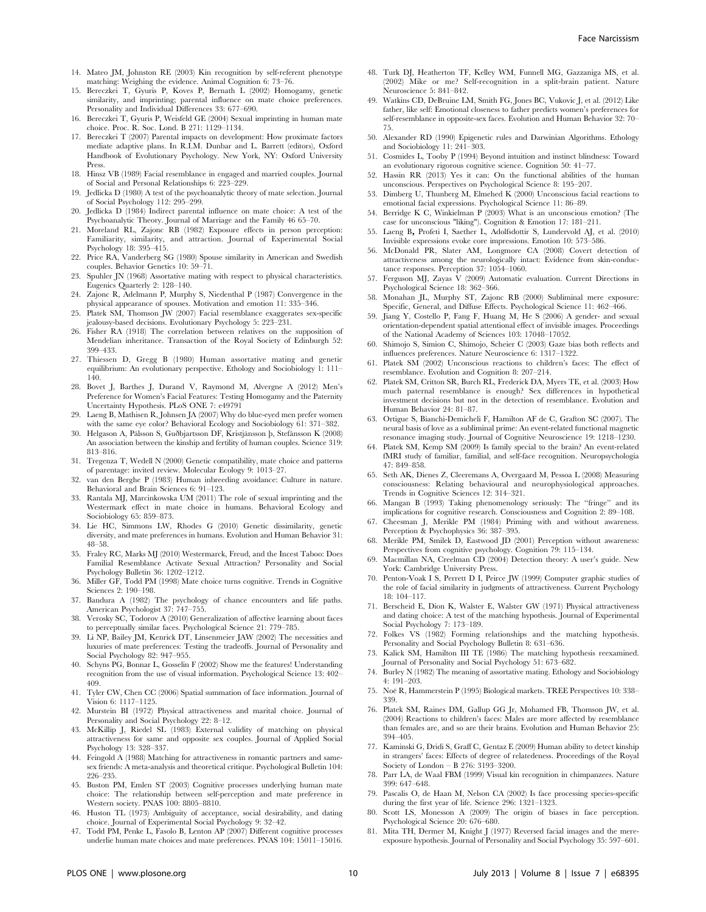14. Mateo JM, Johnston RE (2003) Kin recognition by self-referent phenotype matching: Weighing the evidence. Animal Cognition 6: 73–76.
15. Bereczkei T, Gyuris P, Koves P, Bernath L (2002) Homogamy, genetic similarity, and imprinting; parental influence on mate choice preferences. Personality and Individual Differences 33: 677–690.
16. Bereczkei T, Gyuris P, Weisfeld GE (2004) Sexual imprinting in human mate choice. Proc. R. Soc. Lond. B 271: 1129–1134.
17. Bereczkei T (2007) Parental impacts on development: How proximate factors mediate adaptive plans. In R.I.M. Dunbar and L. Barrett (editors), Oxford Handbook of Evolutionary Psychology. New York, NY: Oxford University Press.
18. Hinsz VB (1989) Facial resemblance in engaged and married couples. Journal of Social and Personal Relationships 6: 223–229.
19. Jedlicka D (1980) A test of the psychoanalytic theory of mate selection. Journal of Social Psychology 112: 295–299.
20. Jedlicka D (1984) Indirect parental influence on mate choice: A test of the Psychoanalytic Theory. Journal of Marriage and the Family 46 65–70.
21. Moreland RL, Zajonc RB (1982) Exposure effects in person perception: Familiarity, similarity, and attraction. Journal of Experimental Social Psychology 18: 395–415.
22. Price RA, Vanderberg SG (1980) Spouse similarity in American and Swedish couples. Behavior Genetics 10: 59–71.
23. Spuhler JN (1968) Assortative mating with respect to physical characteristics. Eugenics Quarterly 2: 128–140.
24. Zajonc R, Adelmann P, Murphy S, Niedenthal P (1987) Convergence in the physical appearance of spouses. Motivation and emotion 11: 335–346.
25. Platek SM, Thomson JW (2007) Facial resemblance exaggerates sex-specific jealousy-based decisions. Evolutionary Psychology 5: 223–231.
26. Fisher RA (1918) The correlation between relatives on the supposition of Mendelian inheritance. Transaction of the Royal Society of Edinburgh 52: 399–433.
27. Thiessen D, Gregg B (1980) Human assortative mating and genetic equilibrium: An evolutionary perspective. Ethology and Sociobiology 1: 111–140.
28. Bovet J, Barthes J, Durand V, Raymond M, Alvergne A (2012) Men's Preference for Women's Facial Features: Testing Homogamy and the Paternity Uncertainty Hypothesis. PLoS ONE 7: e49791
29. Laeng B, Mathisen R, Johnsen JA (2007) Why do blue-eyed men prefer women with the same eye color? Behavioral Ecology and Sociobiology 61: 371–382.
30. Helgason A, Pálsson S, Guðbjartsson DF, Kristjánsson þ, Stefánsson K (2008) An association between the kinship and fertility of human couples. Science 319: 813–816.
31. Tregenza T, Wedell N (2000) Genetic compatibility, mate choice and patterns of parentage: invited review. Molecular Ecology 9: 1013–27.
32. van den Berghe P (1983) Human inbreeding avoidance: Culture in nature. Behavioral and Brain Sciences 6: 91–123.
33. Rantala MJ, Marcinkowska UM (2011) The role of sexual imprinting and the Westermark effect in mate choice in humans. Behavioral Ecology and Sociobiology 65: 859–873.
34. Lie HC, Simmons LW, Rhodes G (2010) Genetic dissimilarity, genetic diversity, and mate preferences in humans. Evolution and Human Behavior 31: 48–58.
35. Fraley RC, Marks MJ (2010) Westermarck, Freud, and the Incest Taboo: Does Familial Resemblance Activate Sexual Attraction? Personality and Social Psychology Bulletin 36: 1202–1212.
36. Miller GF, Todd PM (1998) Mate choice turns cognitive. Trends in Cognitive Sciences 2: 190–198.
37. Bandura A (1982) The psychology of chance encounters and life paths. American Psychologist 37: 747–755.
38. Verosky SC, Todorov A (2010) Generalization of affective learning about faces to perceptually similar faces. Psychological Science 21: 779–785.
39. Li NP, Bailey JM, Kenrick DT, Linsenmeier JAW (2002) The necessities and luxuries of mate preferences: Testing the tradeoffs. Journal of Personality and Social Psychology 82: 947–955.
40. Schyns PG, Bonnar L, Gosselin F (2002) Show me the features! Understanding recognition from the use of visual information. Psychological Science 13: 402–409.
41. Tyler CW, Chen CC (2006) Spatial summation of face information. Journal of Vision 6: 1117–1125.
42. Murstein BI (1972) Physical attractiveness and marital choice. Journal of Personality and Social Psychology 22: 8–12.
43. McKillip J, Riedel SL (1983) External validity of matching on physical attractiveness for same and opposite sex couples. Journal of Applied Social Psychology 13: 328–337.
44. Feingold A (1988) Matching for attractiveness in romantic partners and same-sex friends: A meta-analysis and theoretical critique. Psychological Bulletin 104: 226–235.
45. Buston PM, Emlen ST (2003) Cognitive processes underlying human mate choice: The relationship between self-perception and mate preference in Western society. PNAS 100: 8805–8810.
46. Huston TL (1973) Ambiguity of acceptance, social desirability, and dating choice. Journal of Experimental Social Psychology 9: 32–42.
47. Todd PM, Penke L, Fasolo B, Lenton AP (2007) Different cognitive processes underlie human mate choices and mate preferences. PNAS 104: 15011–15016.
48. Turk DJ, Heatherton TF, Kelley WM, Funnell MG, Gazzaniga MS, et al. (2002) Mike or me? Self-recognition in a split-brain patient. Nature Neuroscience 5: 841–842.
49. Watkins CD, DeBruine LM, Smith FG, Jones BC, Vukovic J, et al. (2012) Like father, like self: Emotional closeness to father predicts women's preferences for self-resemblance in opposite-sex faces. Evolution and Human Behavior 32: 70–75.
50. Alexander RD (1990) Epigenetic rules and Darwinian Algorithms. Ethology and Sociobiology 11: 241–303.
51. Cosmides L, Tooby P (1994) Beyond intuition and instinct blindness: Toward an evolutionary rigorous cognitive science. Cognition 50: 41–77.
52. Hassin RR (2013) Yes it can: On the functional abilities of the human unconscious. Perspectives on Psychological Science 8: 195–207.
53. Dimberg U, Thunberg M, Elmehed K (2000) Unconscious facial reactions to emotional facial expressions. Psychological Science 11: 86–89.
54. Berridge K C, Winkielman P (2003) What is an unconscious emotion? (The case for unconscious "liking"). Cognition & Emotion 17: 181–211.
55. Laeng B, Profeti I, Saether L, Adolfsdottir S, Lundervold AJ, et al. (2010) Invisible expressions evoke core impressions. Emotion 10: 573–586.
56. McDonald PR, Slater AM, Longmore CA (2008) Covert detection of attractiveness among the neurologically intact: Evidence from skin-conductance responses. Perception 37: 1054–1060.
57. Ferguson MJ, Zayas V (2009) Automatic evaluation. Current Directions in Psychological Science 18: 362–366.
58. Monahan JL, Murphy ST, Zajonc RB (2000) Subliminal mere exposure: Specific, General, and Diffuse Effects. Psychological Science 11: 462–466.
59. Jiang Y, Costello P, Fang F, Huang M, He S (2006) A gender- and sexual orientation-dependent spatial attentional effect of invisible images. Proceedings of the National Academy of Sciences 103: 17048–17052.
60. Shimojo S, Simion C, Shimojo, Scheier C (2003) Gaze bias both reflects and influences preferences. Nature Neuroscience 6: 1317–1322.
61. Platek SM (2002) Unconscious reactions to children's faces: The effect of resemblance. Evolution and Cognition 8: 207–214.
62. Platek SM, Critton SR, Burch RL, Frederick DA, Myers TE, et al. (2003) How much paternal resemblance is enough? Sex differences in hypothetical investment decisions but not in the detection of resemblance. Evolution and Human Behavior 24: 81–87.
63. Ortigue S, Bianchi-Demicheli F, Hamilton AF de C, Grafton SC (2007). The neural basis of love as a subliminal prime: An event-related functional magnetic resonance imaging study. Journal of Cognitive Neuroscience 19: 1218–1230.
64. Platek SM, Kemp SM (2009) Is family special to the brain? An event-related fMRI study of familiar, familial, and self-face recognition. Neuropsychologia 47: 849–858.
65. Seth AK, Dienes Z, Cleeremans A, Overgaard M, Pessoa L (2008) Measuring consciousness: Relating behavioural and neurophysiological approaches. Trends in Cognitive Sciences 12: 314–321.
66. Mangan B (1993) Taking phenomenology seriously: The "fringe" and its implications for cognitive research. Consciousness and Cognition 2: 89–108.
67. Cheesman J, Merikle PM (1984) Priming with and without awareness. Perception & Psychophysics 36: 387–395.
68. Merikle PM, Smilek D, Eastwood JD (2001) Perception without awareness: Perspectives from cognitive psychology. Cognition 79: 115–134.
69. Macmillan NA, Creelman CD (2004) Detection theory: A user's guide. New York: Cambridge University Press.
70. Penton-Voak I S, Perrett D I, Peirce JW (1999) Computer graphic studies of the role of facial similarity in judgments of attractiveness. Current Psychology 18: 104–117.
71. Berscheid E, Dion K, Walster E, Walster GW (1971) Physical attractiveness and dating choice: A test of the matching hypothesis. Journal of Experimental Social Psychology 7: 173–189.
72. Folkes VS (1982) Forming relationships and the matching hypothesis. Personality and Social Psychology Bulletin 8: 631–636.
73. Kalick SM, Hamilton III TE (1986) The matching hypothesis reexamined. Journal of Personality and Social Psychology 51: 673–682.
74. Burley N (1982) The meaning of assortative mating. Ethology and Sociobiology 4: 191–203.
75. Noë R, Hammerstein P (1995) Biological markets. TREE Perspectives 10: 338–339.
76. Platek SM, Raines DM, Gallup GG Jr, Mohamed FB, Thomson JW, et al. (2004) Reactions to children's faces: Males are more affected by resemblance than females are, and so are their brains. Evolution and Human Behavior 25: 394–405.
77. Kaminski G, Dridi S, Graff C, Gentaz E (2009) Human ability to detect kinship in strangers' faces: Effects of degree of relatedness. Proceedings of the Royal Society of London – B 276: 3193–3200.
78. Parr LA, de Waal FBM (1999) Visual kin recognition in chimpanzees. Nature 399: 647–648.
79. Pascalis O, de Haan M, Nelson CA (2002) Is face processing species-specific during the first year of life. Science 296: 1321–1323.
80. Scott LS, Monesson A (2009) The origin of biases in face perception. Psychological Science 20: 676–680.
81. Mita TH, Dermer M, Knight J (1977) Reversed facial images and the mere-exposure hypothesis. Journal of Personality and Social Psychology 35: 597–601.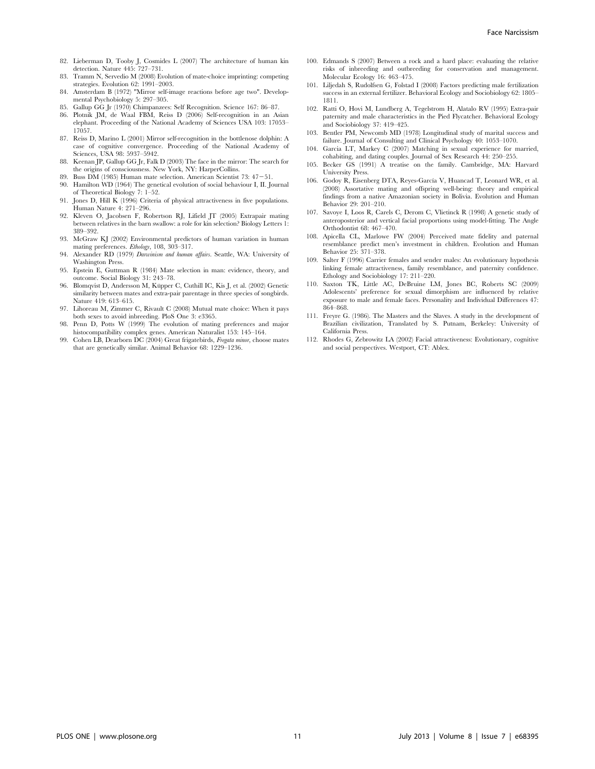82. Lieberman D, Tooby J, Cosmides L (2007) The architecture of human kin detection. Nature 445: 727–731.
83. Tramm N, Servedio M (2008) Evolution of mate-choice imprinting: competing strategies. Evolution 62: 1991–2003.
84. Amsterdam B (1972) "Mirror self-image reactions before age two". Developmental Psychobiology 5: 297–305.
85. Gallup GG Jr (1970) Chimpanzees: Self Recognition. Science 167: 86–87.
86. Plotnik JM, de Waal FBM, Reiss D (2006) Self-recognition in an Asian elephant. Proceeding of the National Academy of Sciences USA 103: 17053–17057.
87. Reiss D, Marino L (2001) Mirror self-recognition in the bottlenose dolphin: A case of cognitive convergence. Proceeding of the National Academy of Sciences, USA 98: 5937–5942.
88. Keenan JP, Gallup GG Jr, Falk D (2003) The face in the mirror: The search for the origins of consciousness. New York, NY: HarperCollins.
89. Buss DM (1985) Human mate selection. American Scientist 73: 47−51.
90. Hamilton WD (1964) The genetical evolution of social behaviour I, II. Journal of Theoretical Biology 7: 1–52.
91. Jones D, Hill K (1996) Criteria of physical attractiveness in five populations. Human Nature 4: 271–296.
92. Kleven O, Jacobsen F, Robertson RJ, Lifield JT (2005) Extrapair mating between relatives in the barn swallow: a role for kin selection? Biology Letters 1: 389–392.
93. McGraw KJ (2002) Environmental predictors of human variation in human mating preferences. *Ethology*, 108, 303–317.
94. Alexander RD (1979) *Darwinism and human affairs*. Seattle, WA: University of Washington Press.
95. Epstein E, Guttman R (1984) Mate selection in man: evidence, theory, and outcome. Social Biology 31: 243–78.
96. Blomqvist D, Andersson M, Küpper C, Cuthill IC, Kis J, et al. (2002) Genetic similarity between mates and extra-pair parentage in three species of songbirds. Nature 419: 613–615.
97. Lihoreau M, Zimmer C, Rivault C (2008) Mutual mate choice: When it pays both sexes to avoid inbreeding. PloS One 3: e3365.
98. Penn D, Potts W (1999) The evolution of mating preferences and major histocompatibility complex genes. American Naturalist 153: 145–164.
99. Cohen LB, Dearborn DC (2004) Great frigatebirds, *Fregata minor*, choose mates that are genetically similar. Animal Behavior 68: 1229–1236.
100. Edmands S (2007) Between a rock and a hard place: evaluating the relative risks of inbreeding and outbreeding for conservation and management. Molecular Ecology 16: 463–475.
101. Liljedah S, Rudolfsen G, Folstad I (2008) Factors predicting male fertilization success in an external fertilizer. Behavioral Ecology and Sociobiology 62: 1805–1811.
102. Ratti O, Hovi M, Lundberg A, Tegelstrom H, Alatalo RV (1995) Extra-pair paternity and male characteristics in the Pied Flycatcher. Behavioral Ecology and Sociobiology 37: 419–425.
103. Bentler PM, Newcomb MD (1978) Longitudinal study of marital success and failure. Journal of Consulting and Clinical Psychology 40: 1053–1070.
104. Garcia LT, Markey C (2007) Matching in sexual experience for married, cohabiting, and dating couples. Journal of Sex Research 44: 250–255.
105. Becker GS (1991) A treatise on the family. Cambridge, MA: Harvard University Press.
106. Godoy R, Eisenberg DTA, Reyes-García V, Huancad T, Leonard WR, et al. (2008) Assortative mating and offspring well-being: theory and empirical findings from a native Amazonian society in Bolivia. Evolution and Human Behavior 29: 201–210.
107. Savoye I, Loos R, Carels C, Derom C, Vlietinck R (1998) A genetic study of anteroposterior and vertical facial proportions using model-fitting. The Angle Orthodontist 68: 467–470.
108. Apicella CL, Marlowe FW (2004) Perceived mate fidelity and paternal resemblance predict men's investment in children. Evolution and Human Behavior 25: 371–378.
109. Salter F (1996) Carrier females and sender males: An evolutionary hypothesis linking female attractiveness, family resemblance, and paternity confidence. Ethology and Sociobiology 17: 211–220.
110. Saxton TK, Little AC, DeBruine LM, Jones BC, Roberts SC (2009) Adolescents' preference for sexual dimorphism are influenced by relative exposure to male and female faces. Personality and Individual Differences 47: 864–868.
111. Freyre G. (1986). The Masters and the Slaves. A study in the development of Brazilian civilization, Translated by S. Putnam, Berkeley: University of California Press.
112. Rhodes G, Zebrowitz LA (2002) Facial attractiveness: Evolutionary, cognitive and social perspectives. Westport, CT: Ablex.